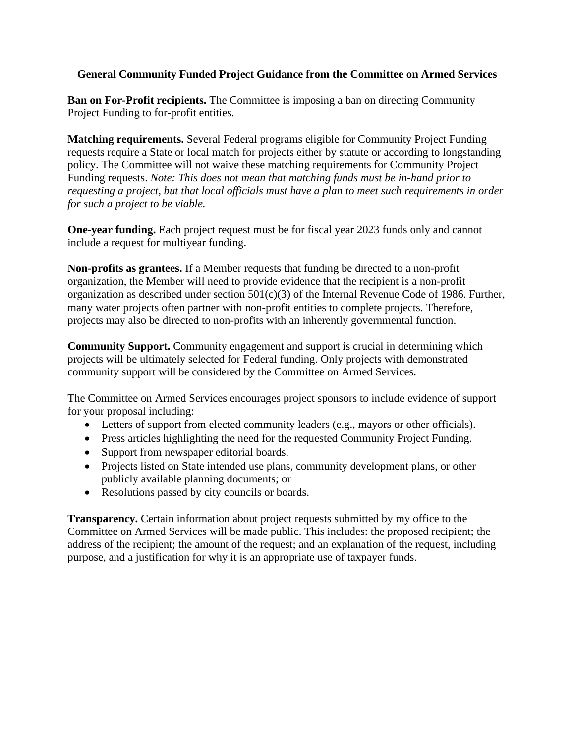**General Community Funded Project Guidance from the Committee on Armed Services**

**Ban on For-Profit recipients.** The Committee is imposing a ban on directing Community Project Funding to for-profit entities.

**Matching requirements.** Several Federal programs eligible for Community Project Funding requests require a State or local match for projects either by statute or according to longstanding policy. The Committee will not waive these matching requirements for Community Project Funding requests. *Note: This does not mean that matching funds must be in-hand prior to requesting a project, but that local officials must have a plan to meet such requirements in order for such a project to be viable.*

**One-year funding.** Each project request must be for fiscal year 2023 funds only and cannot include a request for multiyear funding.

**Non-profits as grantees.** If a Member requests that funding be directed to a non-profit organization, the Member will need to provide evidence that the recipient is a non-profit organization as described under section 501(c)(3) of the Internal Revenue Code of 1986. Further, many water projects often partner with non-profit entities to complete projects. Therefore, projects may also be directed to non-profits with an inherently governmental function.

**Community Support.** Community engagement and support is crucial in determining which projects will be ultimately selected for Federal funding. Only projects with demonstrated community support will be considered by the Committee on Armed Services.

The Committee on Armed Services encourages project sponsors to include evidence of support for your proposal including:

- Letters of support from elected community leaders (e.g., mayors or other officials).
- Press articles highlighting the need for the requested Community Project Funding.
- Support from newspaper editorial boards.
- Projects listed on State intended use plans, community development plans, or other publicly available planning documents; or
- Resolutions passed by city councils or boards.

**Transparency.** Certain information about project requests submitted by my office to the Committee on Armed Services will be made public. This includes: the proposed recipient; the address of the recipient; the amount of the request; and an explanation of the request, including purpose, and a justification for why it is an appropriate use of taxpayer funds.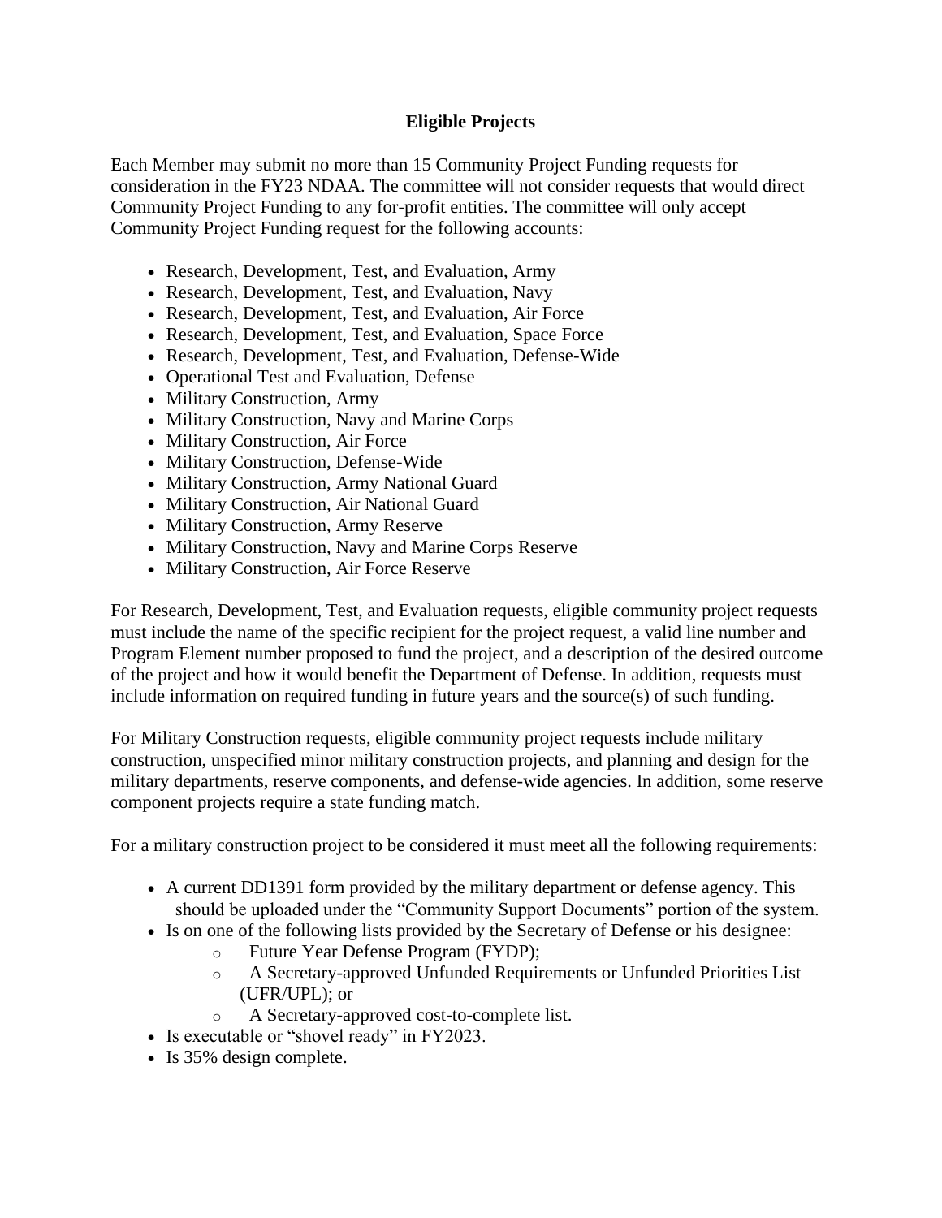**Eligible Projects**

Each Member may submit no more than 15 Community Project Funding requests for consideration in the FY23 NDAA. The committee will not consider requests that would direct Community Project Funding to any for-profit entities. The committee will only accept Community Project Funding request for the following accounts:

- Research, Development, Test, and Evaluation, Army
- Research, Development, Test, and Evaluation, Navy
- Research, Development, Test, and Evaluation, Air Force
- Research, Development, Test, and Evaluation, Space Force
- Research, Development, Test, and Evaluation, Defense-Wide
- Operational Test and Evaluation, Defense
- Military Construction, Army
- Military Construction, Navy and Marine Corps
- Military Construction, Air Force
- Military Construction, Defense-Wide
- Military Construction, Army National Guard
- Military Construction, Air National Guard
- Military Construction, Army Reserve
- Military Construction, Navy and Marine Corps Reserve
- Military Construction, Air Force Reserve

For Research, Development, Test, and Evaluation requests, eligible community project requests must include the name of the specific recipient for the project request, a valid line number and Program Element number proposed to fund the project, and a description of the desired outcome of the project and how it would benefit the Department of Defense. In addition, requests must include information on required funding in future years and the source(s) of such funding.

For Military Construction requests, eligible community project requests include military construction, unspecified minor military construction projects, and planning and design for the military departments, reserve components, and defense-wide agencies. In addition, some reserve component projects require a state funding match.

For a military construction project to be considered it must meet all the following requirements:

- A current DD1391 form provided by the military department or defense agency. This should be uploaded under the "Community Support Documents" portion of the system.
- Is on one of the following lists provided by the Secretary of Defense or his designee:
  - Future Year Defense Program (FYDP);
  - A Secretary-approved Unfunded Requirements or Unfunded Priorities List (UFR/UPL); or
  - A Secretary-approved cost-to-complete list.
- Is executable or "shovel ready" in FY2023.
- Is 35% design complete.